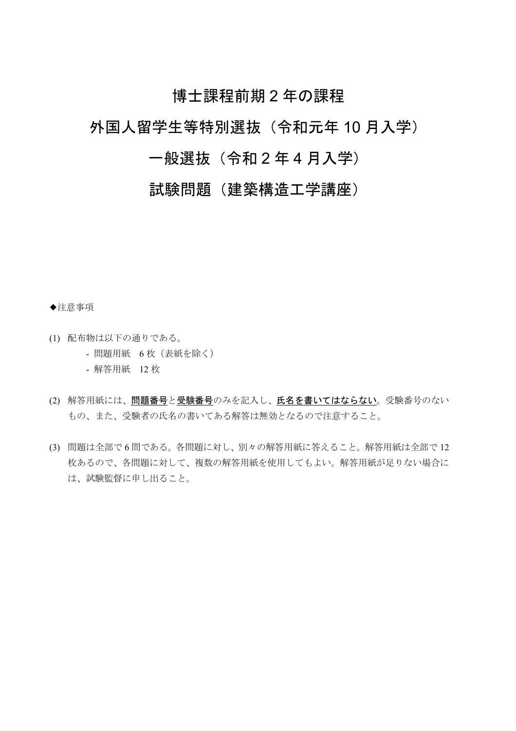# 博士課程前期２年の課程

# 外国人留学生等特別選抜（令和元年 10 月入学）

# 一般選抜（令和２年４月入学）

# 試験問題（建築構造工学講座）

◆注意事項

(1) 配布物は以下の通りである。
   - 問題用紙　6 枚（表紙を除く）
   - 解答用紙　12 枚

(2) 解答用紙には、**問題番号**と**受験番号**のみを記入し、**氏名を書いてはならない**。受験番号のないもの、また、受験者の氏名の書いてある解答は無効となるので注意すること。

(3) 問題は全部で 6 問である。各問題に対し、別々の解答用紙に答えること。解答用紙は全部で 12 枚あるので、各問題に対して、複数の解答用紙を使用してもよい。解答用紙が足りない場合には、試験監督に申し出ること。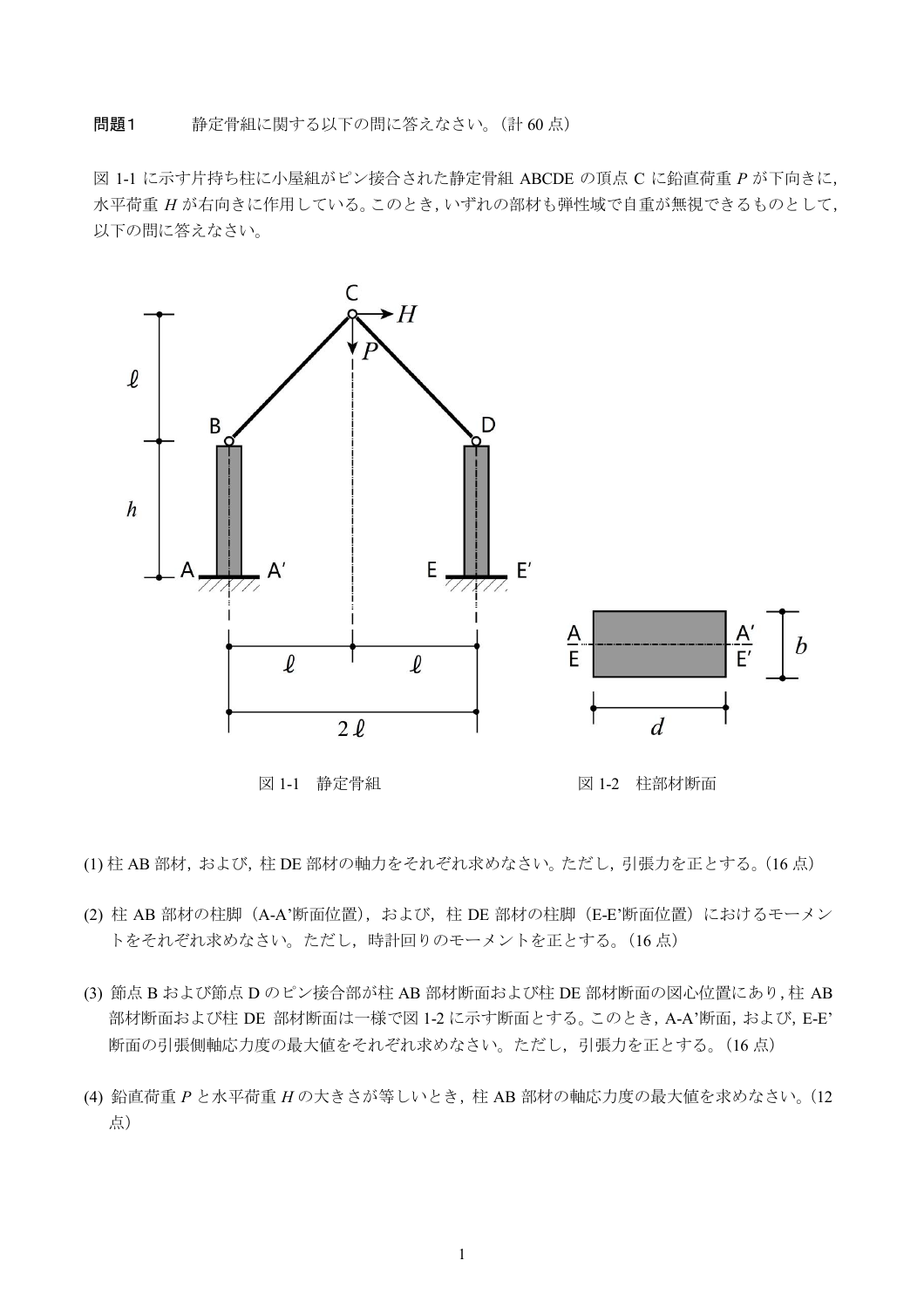**問題1**　　静定骨組に関する以下の問に答えなさい。（計 60 点）

図 1-1 に示す片持ち柱に小屋組がピン接合された静定骨組 ABCDE の頂点 C に鉛直荷重 $P$ が下向きに，水平荷重 $H$ が右向きに作用している。このとき，いずれの部材も弾性域で自重が無視できるものとして，以下の問に答えなさい。

図 1-1　静定骨組　　　　図 1-2　柱部材断面

(1) 柱 AB 部材，および，柱 DE 部材の軸力をそれぞれ求めなさい。ただし，引張力を正とする。（16 点）

(2) 柱 AB 部材の柱脚（A-A'断面位置），および，柱 DE 部材の柱脚（E-E'断面位置）におけるモーメントをそれぞれ求めなさい。ただし，時計回りのモーメントを正とする。（16 点）

(3) 節点 B および節点 D のピン接合部が柱 AB 部材断面および柱 DE 部材断面の図心位置にあり，柱 AB 部材断面および柱 DE 部材断面は一様で図 1-2 に示す断面とする。このとき，A-A'断面，および，E-E'断面の引張側軸応力度の最大値をそれぞれ求めなさい。ただし，引張力を正とする。（16 点）

(4) 鉛直荷重 $P$ と水平荷重 $H$ の大きさが等しいとき，柱 AB 部材の軸応力度の最大値を求めなさい。（12 点）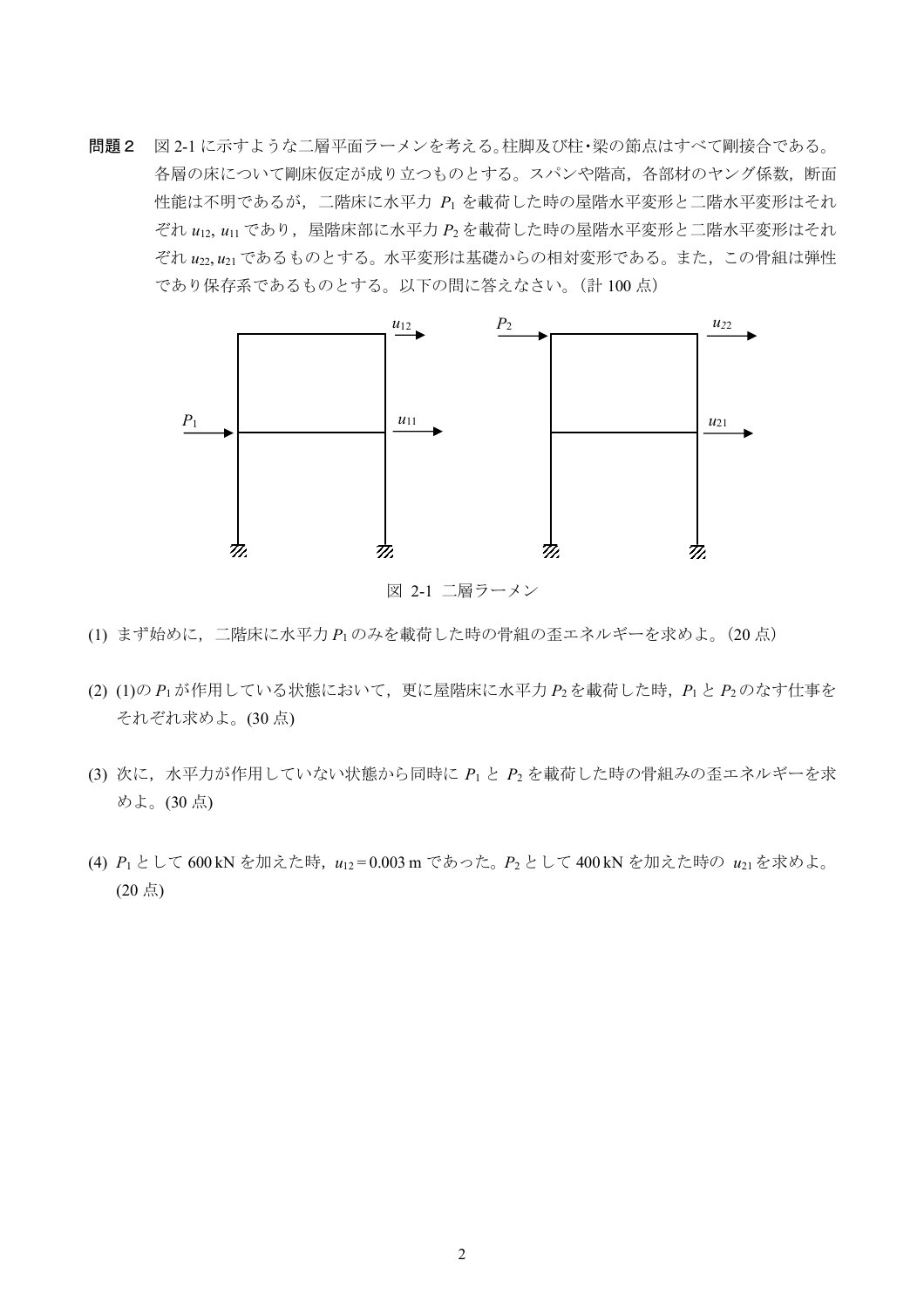**問題２**　図 2-1 に示すような二層平面ラーメンを考える。柱脚及び柱・梁の節点はすべて剛接合である。各層の床について剛床仮定が成り立つものとする。スパンや階高，各部材のヤング係数，断面性能は不明であるが，二階床に水平力 $P_1$ を載荷した時の屋階水平変形と二階水平変形はそれぞれ $u_{12}$, $u_{11}$ であり，屋階床部に水平力 $P_2$ を載荷した時の屋階水平変形と二階水平変形はそれぞれ $u_{22}$, $u_{21}$ であるものとする。水平変形は基礎からの相対変形である。また，この骨組は弾性であり保存系であるものとする。以下の問に答えなさい。（計 100 点）

図 2-1 二層ラーメン

(1) まず始めに，二階床に水平力 $P_1$ のみを載荷した時の骨組の歪エネルギーを求めよ。（20 点）

(2) (1)の $P_1$ が作用している状態において，更に屋階床に水平力 $P_2$ を載荷した時，$P_1$ と $P_2$ のなす仕事をそれぞれ求めよ。(30 点)

(3) 次に，水平力が作用していない状態から同時に $P_1$ と $P_2$ を載荷した時の骨組みの歪エネルギーを求めよ。(30 点)

(4) $P_1$ として 600 kN を加えた時，$u_{12} = 0.003$ m であった。$P_2$ として 400 kN を加えた時の $u_{21}$ を求めよ。(20 点)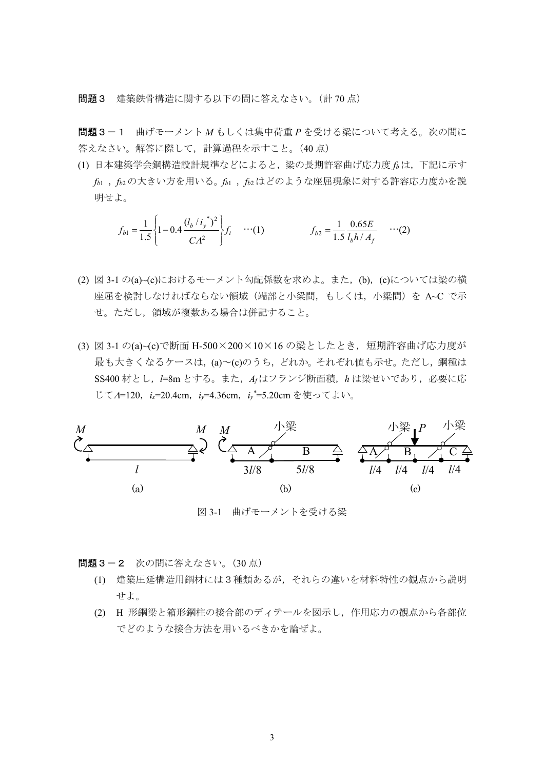**問題３**　建築鉄骨構造に関する以下の問に答えなさい。（計 70 点）

**問題３－１**　曲げモーメント $M$ もしくは集中荷重 $P$ を受ける梁について考える。次の問に答えなさい。解答に際して，計算過程を示すこと。(40 点)

(1) 日本建築学会鋼構造設計規準などによると，梁の長期許容曲げ応力度 $f_b$ は，下記に示す $f_{b1}$ ，$f_{b2}$ の大きい方を用いる。$f_{b1}$ ，$f_{b2}$ はどのような座屈現象に対する許容応力度かを説明せよ。

$$f_{b1} = \frac{1}{1.5}\left\{1 - 0.4\frac{(l_b / i_y^{*})^2}{C\Lambda^2}\right\} f_t \quad \cdots(1) \qquad\qquad f_{b2} = \frac{1}{1.5}\frac{0.65E}{l_b h / A_f} \quad \cdots(2)$$

(2) 図 3-1 の(a)~(c)におけるモーメント勾配係数を求めよ。また，(b)，(c)については梁の横座屈を検討しなければならない領域（端部と小梁間，もしくは，小梁間）を A~C で示せ。ただし，領域が複数ある場合は併記すること。

(3) 図 3-1 の(a)~(c)で断面 H-500×200×10×16 の梁としたとき，短期許容曲げ応力度が最も大きくなるケースは，(a)～(c)のうち，どれか。それぞれ値も示せ。ただし，鋼種は SS400 材とし，$l$=8m とする。また，$A_f$ はフランジ断面積，$h$ は梁せいであり，必要に応じて$\Lambda$=120，$i_x$=20.4cm，$i_y$=4.36cm，$i_y^{*}$=5.20cm を使ってよい。

図 3-1　曲げモーメントを受ける梁

**問題３－２**　次の問に答えなさい。(30 点)

(1) 建築圧延構造用鋼材には３種類あるが，それらの違いを材料特性の観点から説明せよ。

(2) H 形鋼梁と箱形鋼柱の接合部のディテールを図示し，作用応力の観点から各部位でどのような接合方法を用いるべきかを論ぜよ。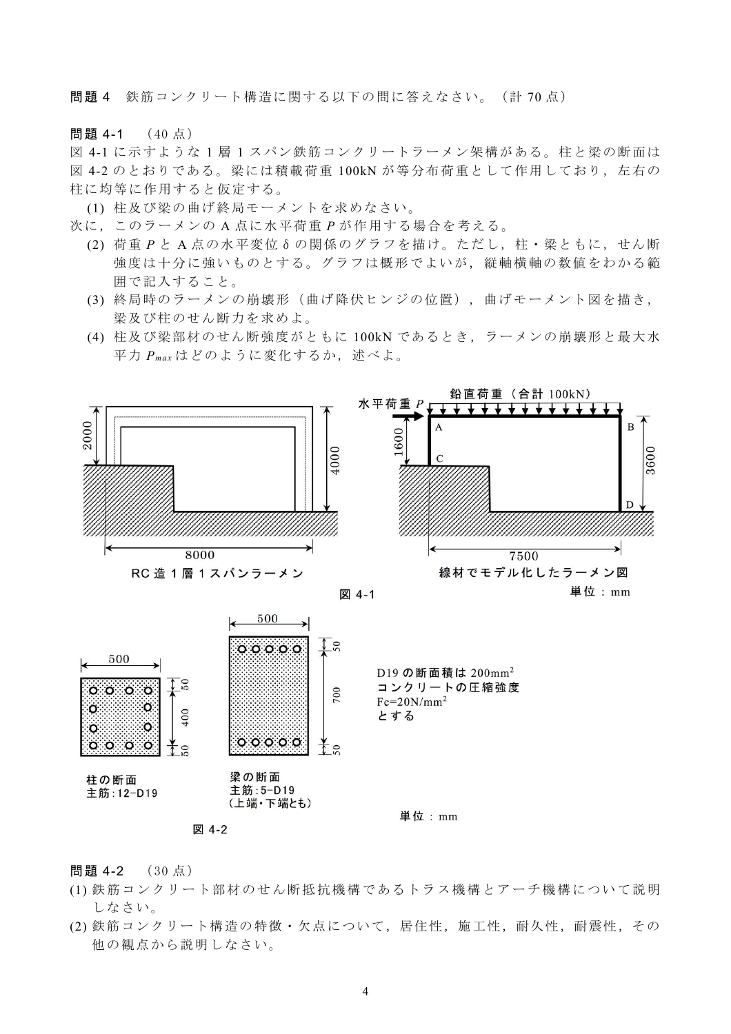**問題 4**　鉄筋コンクリート構造に関する以下の問に答えなさい。（計 70 点）

**問題 4-1**　（40 点）

図 4-1 に示すような 1 層 1 スパン鉄筋コンクリートラーメン架構がある。柱と梁の断面は図 4-2 のとおりである。梁には積載荷重 100kN が等分布荷重として作用しており，左右の柱に均等に作用すると仮定する。

(1) 柱及び梁の曲げ終局モーメントを求めなさい。

次に，このラーメンの A 点に水平荷重 $P$ が作用する場合を考える。

(2) 荷重 $P$ と A 点の水平変位 δ の関係のグラフを描け。ただし，柱・梁ともに，せん断強度は十分に強いものとする。グラフは概形でよいが，縦軸横軸の数値をわかる範囲で記入すること。

(3) 終局時のラーメンの崩壊形（曲げ降伏ヒンジの位置），曲げモーメント図を描き，梁及び柱のせん断力を求めよ。

(4) 柱及び梁部材のせん断強度がともに 100kN であるとき，ラーメンの崩壊形と最大水平力 $P_{max}$ はどのように変化するか，述べよ。

RC 造 1 層 1 スパンラーメン（寸法：2000，4000，8000）

線材でモデル化したラーメン図（水平荷重 $P$，鉛直荷重（合計 100kN），A，B，C，D，寸法：1600，3600，7500）

単位：mm

図 4-1

柱の断面（500 × 500，かぶり 50，400，50）
主筋:12-D19

梁の断面（500 × 800，50，700，50）
主筋:5-D19
（上端・下端とも）

D19 の断面積は 200mm$^2$
コンクリートの圧縮強度
Fc=20N/mm$^2$
とする

単位：mm

図 4-2

**問題 4-2**　（30 点）

(1) 鉄筋コンクリート部材のせん断抵抗機構であるトラス機構とアーチ機構について説明しなさい。

(2) 鉄筋コンクリート構造の特徴・欠点について，居住性，施工性，耐久性，耐震性，その他の観点から説明しなさい。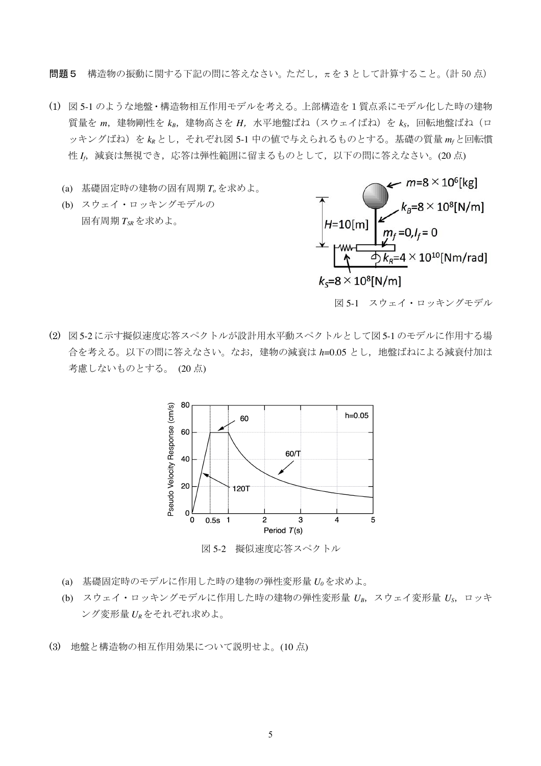**問題５**　構造物の振動に関する下記の問に答えなさい。ただし，πを 3 として計算すること。(計 50 点)

(1) 図 5-1 のような地盤・構造物相互作用モデルを考える。上部構造を 1 質点系にモデル化した時の建物質量を $m$，建物剛性を $k_B$，建物高さを $H$，水平地盤ばね（スウェイばね）を $k_S$，回転地盤ばね（ロッキングばね）を $k_R$ とし，それぞれ図 5-1 中の値で与えられるものとする。基礎の質量 $m_f$ と回転慣性 $I_f$，減衰は無視でき，応答は弾性範囲に留まるものとして，以下の問に答えなさい。(20 点)

(a) 基礎固定時の建物の固有周期 $T_o$ を求めよ。

(b) スウェイ・ロッキングモデルの固有周期 $T_{SR}$ を求めよ。

$m=8\times10^6$[kg]

$k_B=8\times10^8$[N/m]

$H=10$[m]

$m_f=0, I_f=0$

$k_R=4\times10^{10}$[Nm/rad]

$k_S=8\times10^8$[N/m]

図 5-1　スウェイ・ロッキングモデル

(2) 図 5-2 に示す擬似速度応答スペクトルが設計用水平動スペクトルとして図 5-1 のモデルに作用する場合を考える。以下の問に答えなさい。なお，建物の減衰は $h$=0.05 とし，地盤ばねによる減衰付加は考慮しないものとする。 (20 点)

Pseudo Velocity Response (cm/s)

Period $T$(s)

h=0.05

60

60/T

120T

0.5s

図 5-2　擬似速度応答スペクトル

(a) 基礎固定時のモデルに作用した時の建物の弾性変形量 $U_0$ を求めよ。

(b) スウェイ・ロッキングモデルに作用した時の建物の弾性変形量 $U_B$，スウェイ変形量 $U_S$，ロッキング変形量 $U_R$ をそれぞれ求めよ。

(3) 地盤と構造物の相互作用効果について説明せよ。(10 点)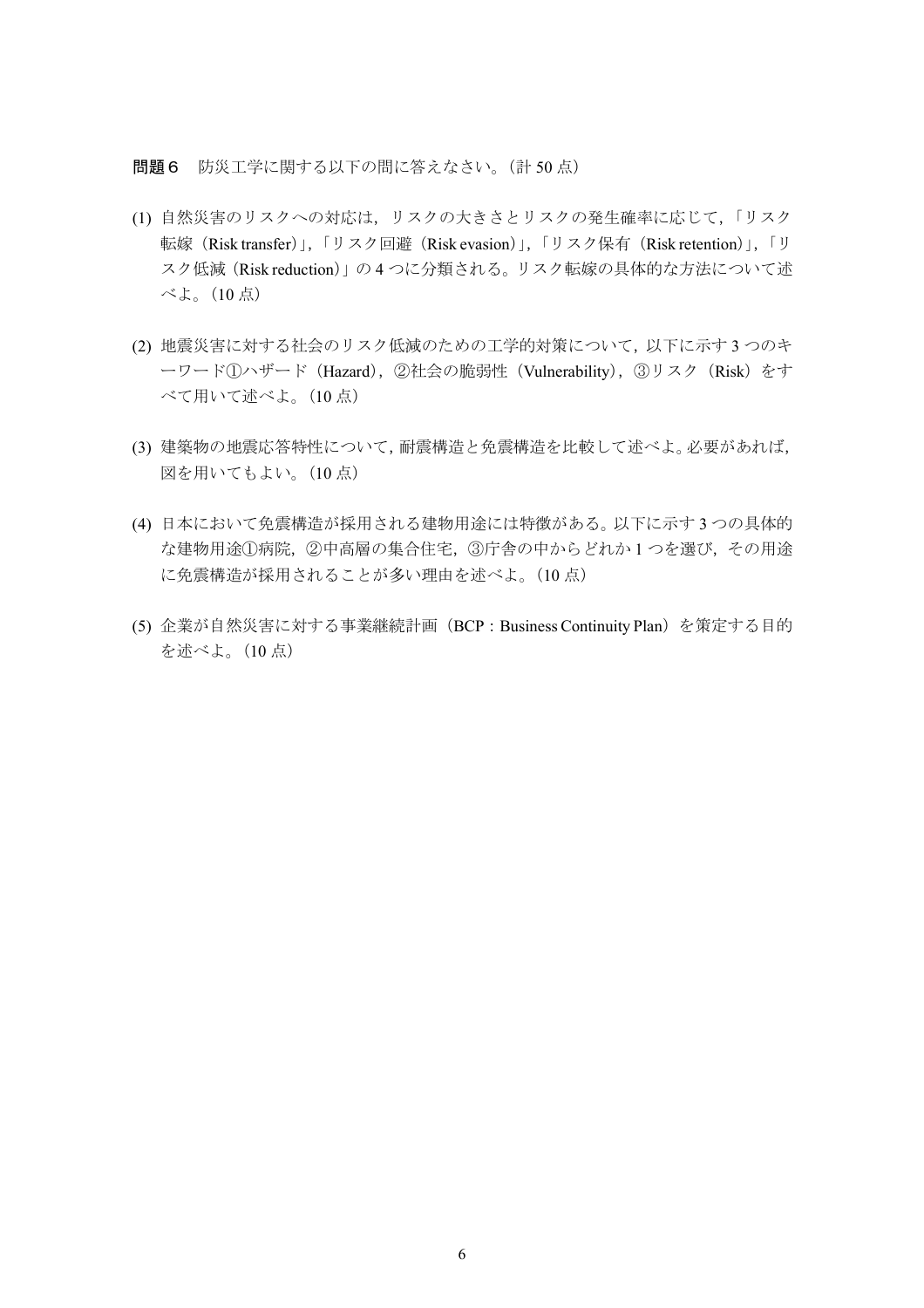**問題６**　防災工学に関する以下の問に答えなさい。（計 50 点）

(1) 自然災害のリスクへの対応は，リスクの大きさとリスクの発生確率に応じて，「リスク転嫁（Risk transfer）」，「リスク回避（Risk evasion）」，「リスク保有（Risk retention）」，「リスク低減（Risk reduction）」の 4 つに分類される。リスク転嫁の具体的な方法について述べよ。（10 点）

(2) 地震災害に対する社会のリスク低減のための工学的対策について，以下に示す 3 つのキーワード①ハザード（Hazard），②社会の脆弱性（Vulnerability），③リスク（Risk）をすべて用いて述べよ。（10 点）

(3) 建築物の地震応答特性について，耐震構造と免震構造を比較して述べよ。必要があれば，図を用いてもよい。（10 点）

(4) 日本において免震構造が採用される建物用途には特徴がある。以下に示す 3 つの具体的な建物用途①病院，②中高層の集合住宅，③庁舎の中からどれか 1 つを選び，その用途に免震構造が採用されることが多い理由を述べよ。（10 点）

(5) 企業が自然災害に対する事業継続計画（BCP：Business Continuity Plan）を策定する目的を述べよ。（10 点）